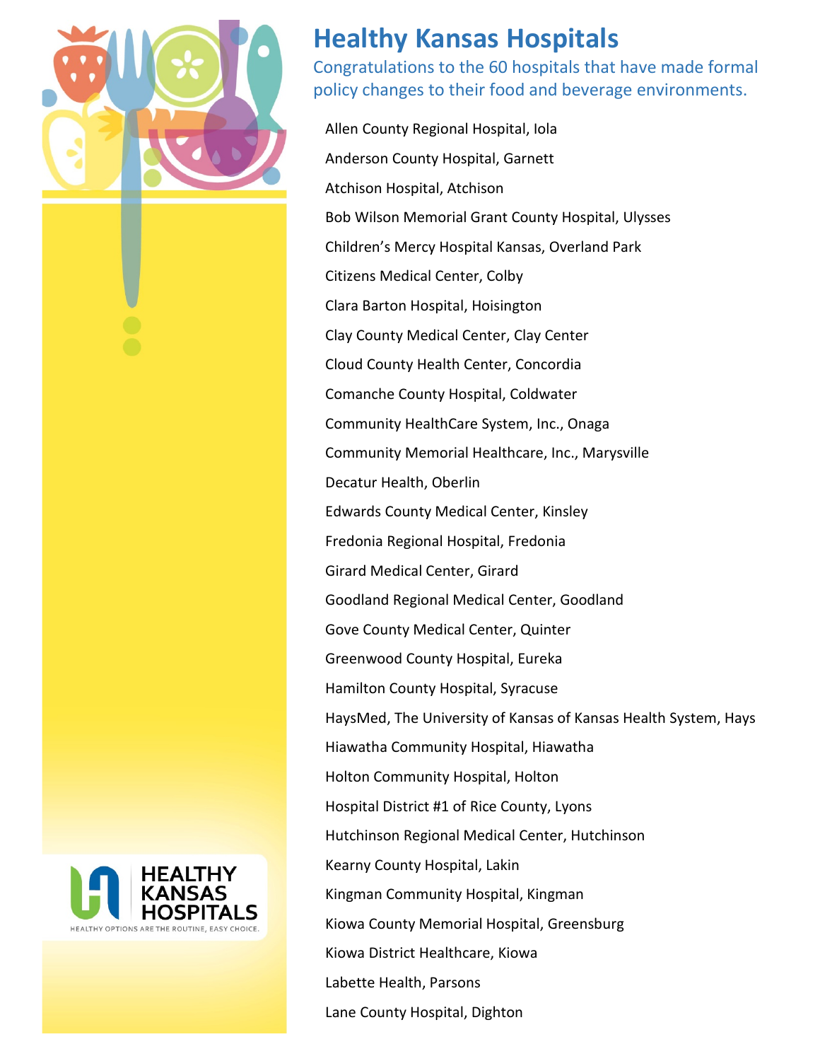# Healthy Kansas Hospitals

Congratulations to the 60 hospitals that have made formal policy changes to their food and beverage environments.

Allen County Regional Hospital, Iola

Anderson County Hospital, Garnett

Atchison Hospital, Atchison

Bob Wilson Memorial Grant County Hospital, Ulysses

Children's Mercy Hospital Kansas, Overland Park

Citizens Medical Center, Colby

Clara Barton Hospital, Hoisington

Clay County Medical Center, Clay Center

Cloud County Health Center, Concordia

Comanche County Hospital, Coldwater

Community HealthCare System, Inc., Onaga

Community Memorial Healthcare, Inc., Marysville

Decatur Health, Oberlin

Edwards County Medical Center, Kinsley

Fredonia Regional Hospital, Fredonia

Girard Medical Center, Girard

Goodland Regional Medical Center, Goodland

Gove County Medical Center, Quinter

Greenwood County Hospital, Eureka

Hamilton County Hospital, Syracuse

HaysMed, The University of Kansas of Kansas Health System, Hays

Hiawatha Community Hospital, Hiawatha

Holton Community Hospital, Holton

Hospital District #1 of Rice County, Lyons

Hutchinson Regional Medical Center, Hutchinson

Kearny County Hospital, Lakin

Kingman Community Hospital, Kingman

Kiowa County Memorial Hospital, Greensburg

Kiowa District Healthcare, Kiowa

Labette Health, Parsons

Lane County Hospital, Dighton

HEALTHY KANSAS HOSPITALS

HEALTHY OPTIONS ARE THE ROUTINE, EASY CHOICE.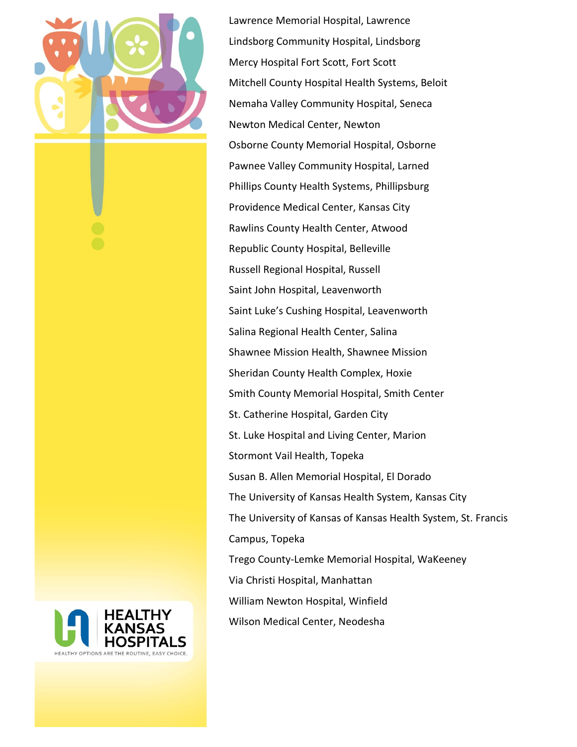Lawrence Memorial Hospital, Lawrence

Lindsborg Community Hospital, Lindsborg

Mercy Hospital Fort Scott, Fort Scott

Mitchell County Hospital Health Systems, Beloit

Nemaha Valley Community Hospital, Seneca

Newton Medical Center, Newton

Osborne County Memorial Hospital, Osborne

Pawnee Valley Community Hospital, Larned

Phillips County Health Systems, Phillipsburg

Providence Medical Center, Kansas City

Rawlins County Health Center, Atwood

Republic County Hospital, Belleville

Russell Regional Hospital, Russell

Saint John Hospital, Leavenworth

Saint Luke's Cushing Hospital, Leavenworth

Salina Regional Health Center, Salina

Shawnee Mission Health, Shawnee Mission

Sheridan County Health Complex, Hoxie

Smith County Memorial Hospital, Smith Center

St. Catherine Hospital, Garden City

St. Luke Hospital and Living Center, Marion

Stormont Vail Health, Topeka

Susan B. Allen Memorial Hospital, El Dorado

The University of Kansas Health System, Kansas City

The University of Kansas of Kansas Health System, St. Francis Campus, Topeka

Trego County-Lemke Memorial Hospital, WaKeeney

Via Christi Hospital, Manhattan

William Newton Hospital, Winfield

Wilson Medical Center, Neodesha

HEALTHY KANSAS HOSPITALS

HEALTHY OPTIONS ARE THE ROUTINE, EASY CHOICE.